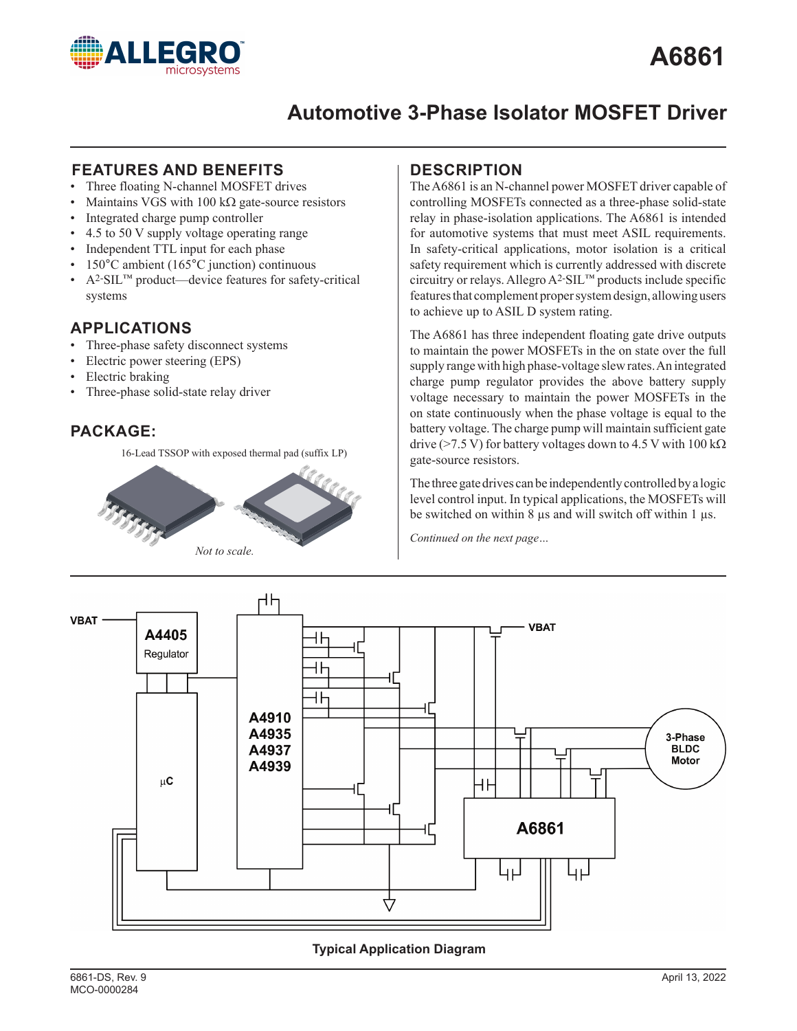# A6861

## Automotive 3-Phase Isolator MOSFET Driver

### FEATURES AND BENEFITS

- Three floating N-channel MOSFET drives
- Maintains VGS with 100 kΩ gate-source resistors
- Integrated charge pump controller
- 4.5 to 50 V supply voltage operating range
- Independent TTL input for each phase
- 150°C ambient (165°C junction) continuous
- A2-SIL™ product—device features for safety-critical systems

### APPLICATIONS

- Three-phase safety disconnect systems
- Electric power steering (EPS)
- Electric braking
- Three-phase solid-state relay driver

### PACKAGE:

16-Lead TSSOP with exposed thermal pad (suffix LP)

*Not to scale.*

### DESCRIPTION

The A6861 is an N-channel power MOSFET driver capable of controlling MOSFETs connected as a three-phase solid-state relay in phase-isolation applications. The A6861 is intended for automotive systems that must meet ASIL requirements. In safety-critical applications, motor isolation is a critical safety requirement which is currently addressed with discrete circuitry or relays. Allegro A2-SIL™ products include specific features that complement proper system design, allowing users to achieve up to ASIL D system rating.

The A6861 has three independent floating gate drive outputs to maintain the power MOSFETs in the on state over the full supply range with high phase-voltage slew rates. An integrated charge pump regulator provides the above battery supply voltage necessary to maintain the power MOSFETs in the on state continuously when the phase voltage is equal to the battery voltage. The charge pump will maintain sufficient gate drive (>7.5 V) for battery voltages down to 4.5 V with 100 kΩ gate-source resistors.

The three gate drives can be independently controlled by a logic level control input. In typical applications, the MOSFETs will be switched on within 8 µs and will switch off within 1 µs.

*Continued on the next page…*

VBAT
A4405
Regulator
µC
A4910
A4935
A4937
A4939
VBAT
3-Phase
BLDC
Motor
A6861

**Typical Application Diagram**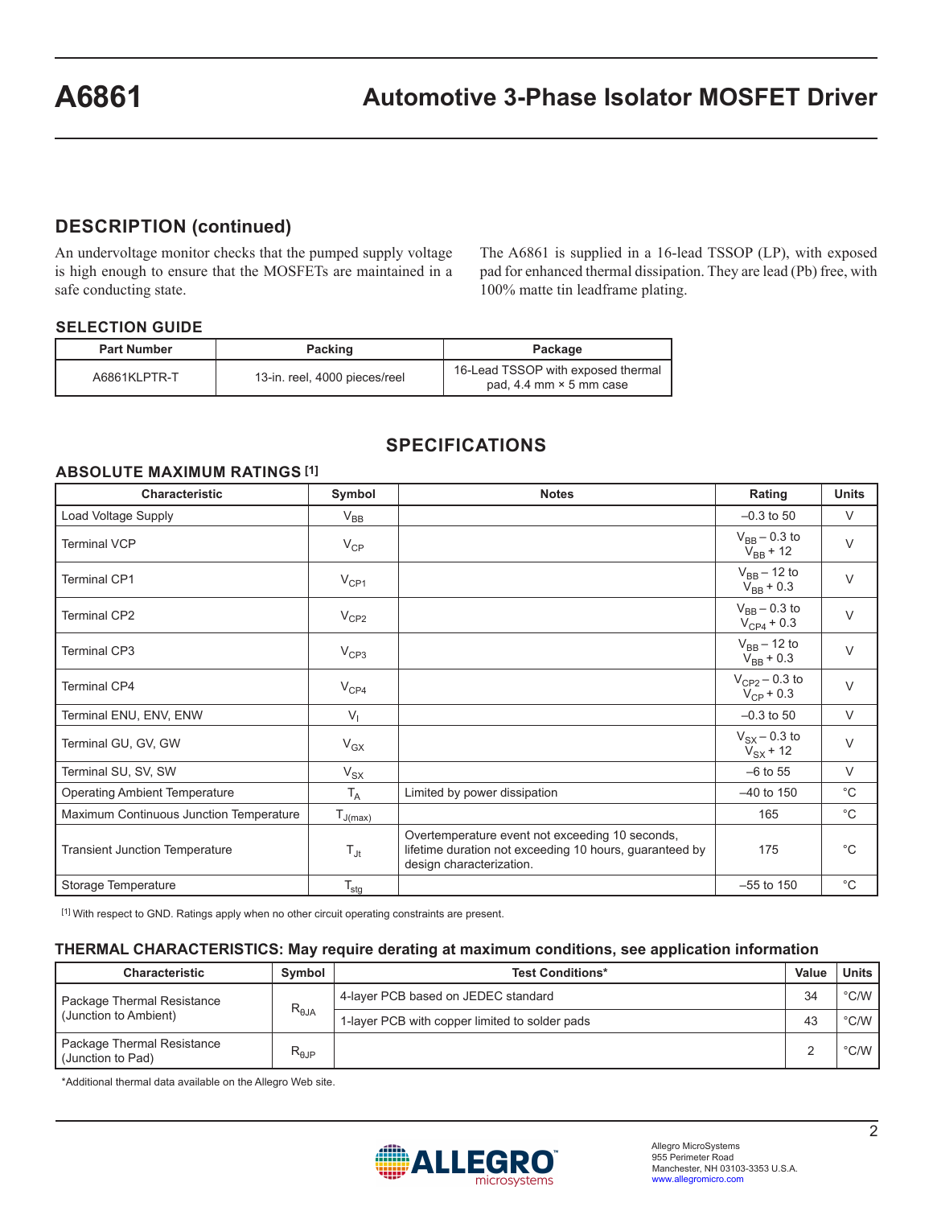## DESCRIPTION (continued)

An undervoltage monitor checks that the pumped supply voltage is high enough to ensure that the MOSFETs are maintained in a safe conducting state.

The A6861 is supplied in a 16-lead TSSOP (LP), with exposed pad for enhanced thermal dissipation. They are lead (Pb) free, with 100% matte tin leadframe plating.

### SELECTION GUIDE

| Part Number | Packing | Package |
|---|---|---|
| A6861KLPTR-T | 13-in. reel, 4000 pieces/reel | 16-Lead TSSOP with exposed thermal pad, 4.4 mm × 5 mm case |

## SPECIFICATIONS

### ABSOLUTE MAXIMUM RATINGS [1]

| Characteristic | Symbol | Notes | Rating | Units |
|---|---|---|---|---|
| Load Voltage Supply | $V_{BB}$ | | –0.3 to 50 | V |
| Terminal VCP | $V_{CP}$ | | $V_{BB}$ – 0.3 to $V_{BB}$ + 12 | V |
| Terminal CP1 | $V_{CP1}$ | | $V_{BB}$ – 12 to $V_{BB}$ + 0.3 | V |
| Terminal CP2 | $V_{CP2}$ | | $V_{BB}$ – 0.3 to $V_{CP4}$ + 0.3 | V |
| Terminal CP3 | $V_{CP3}$ | | $V_{BB}$ – 12 to $V_{BB}$ + 0.3 | V |
| Terminal CP4 | $V_{CP4}$ | | $V_{CP2}$ – 0.3 to $V_{CP}$ + 0.3 | V |
| Terminal ENU, ENV, ENW | $V_I$ | | –0.3 to 50 | V |
| Terminal GU, GV, GW | $V_{GX}$ | | $V_{SX}$ – 0.3 to $V_{SX}$ + 12 | V |
| Terminal SU, SV, SW | $V_{SX}$ | | –6 to 55 | V |
| Operating Ambient Temperature | $T_A$ | Limited by power dissipation | –40 to 150 | °C |
| Maximum Continuous Junction Temperature | $T_{J(max)}$ | | 165 | °C |
| Transient Junction Temperature | $T_{Jt}$ | Overtemperature event not exceeding 10 seconds, lifetime duration not exceeding 10 hours, guaranteed by design characterization. | 175 | °C |
| Storage Temperature | $T_{stg}$ | | –55 to 150 | °C |

[1] With respect to GND. Ratings apply when no other circuit operating constraints are present.

### THERMAL CHARACTERISTICS: May require derating at maximum conditions, see application information

| Characteristic | Symbol | Test Conditions* | Value | Units |
|---|---|---|---|---|
| Package Thermal Resistance (Junction to Ambient) | $R_{\theta JA}$ | 4-layer PCB based on JEDEC standard | 34 | °C/W |
| | | 1-layer PCB with copper limited to solder pads | 43 | °C/W |
| Package Thermal Resistance (Junction to Pad) | $R_{\theta JP}$ | | 2 | °C/W |

*Additional thermal data available on the Allegro Web site.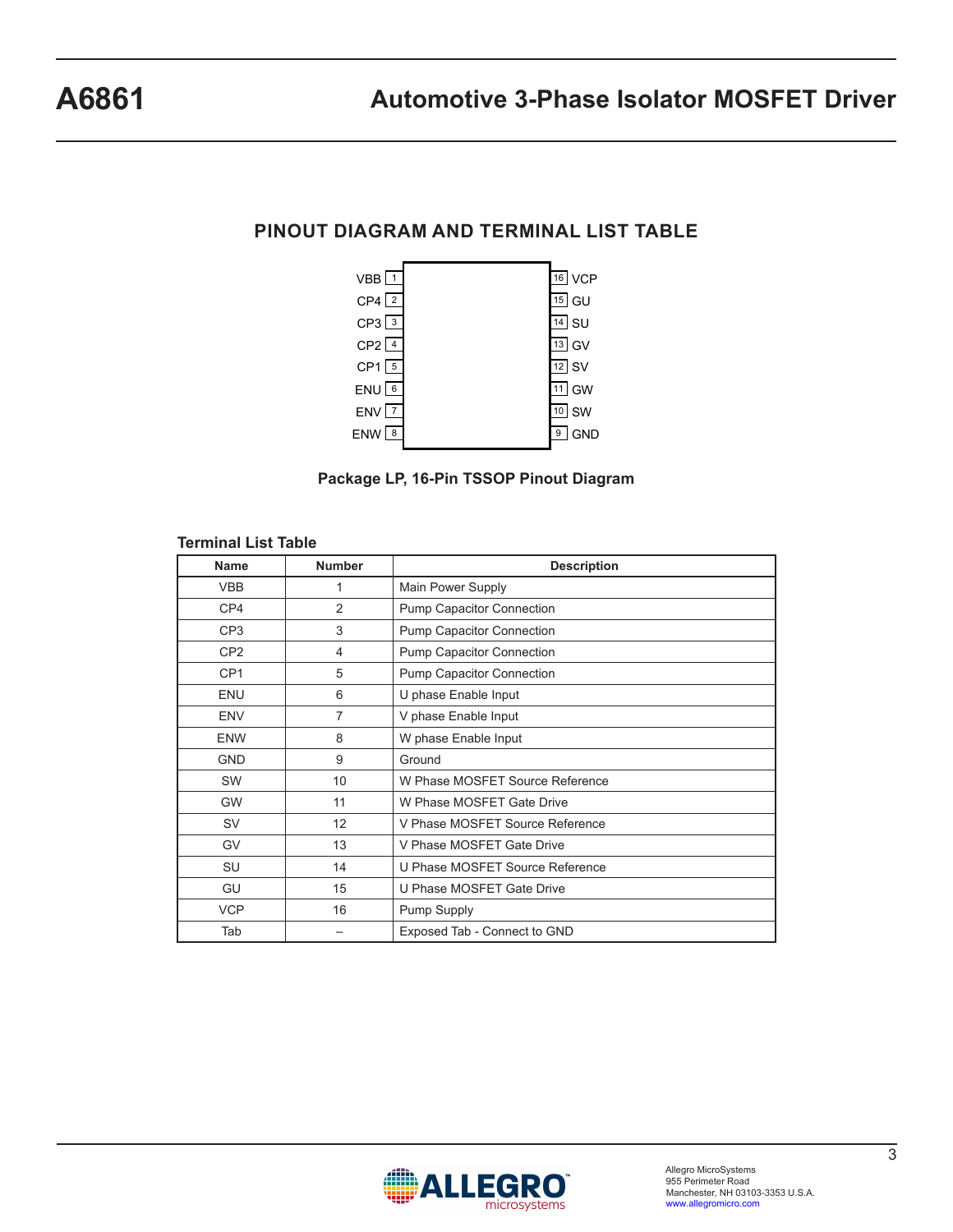## PINOUT DIAGRAM AND TERMINAL LIST TABLE

VBB 1
CP4 2
CP3 3
CP2 4
CP1 5
ENU 6
ENV 7
ENW 8
16 VCP
15 GU
14 SU
13 GV
12 SV
11 GW
10 SW
9 GND

**Package LP, 16-Pin TSSOP Pinout Diagram**

### Terminal List Table

| Name | Number | Description |
|---|---|---|
| VBB | 1 | Main Power Supply |
| CP4 | 2 | Pump Capacitor Connection |
| CP3 | 3 | Pump Capacitor Connection |
| CP2 | 4 | Pump Capacitor Connection |
| CP1 | 5 | Pump Capacitor Connection |
| ENU | 6 | U phase Enable Input |
| ENV | 7 | V phase Enable Input |
| ENW | 8 | W phase Enable Input |
| GND | 9 | Ground |
| SW | 10 | W Phase MOSFET Source Reference |
| GW | 11 | W Phase MOSFET Gate Drive |
| SV | 12 | V Phase MOSFET Source Reference |
| GV | 13 | V Phase MOSFET Gate Drive |
| SU | 14 | U Phase MOSFET Source Reference |
| GU | 15 | U Phase MOSFET Gate Drive |
| VCP | 16 | Pump Supply |
| Tab | – | Exposed Tab - Connect to GND |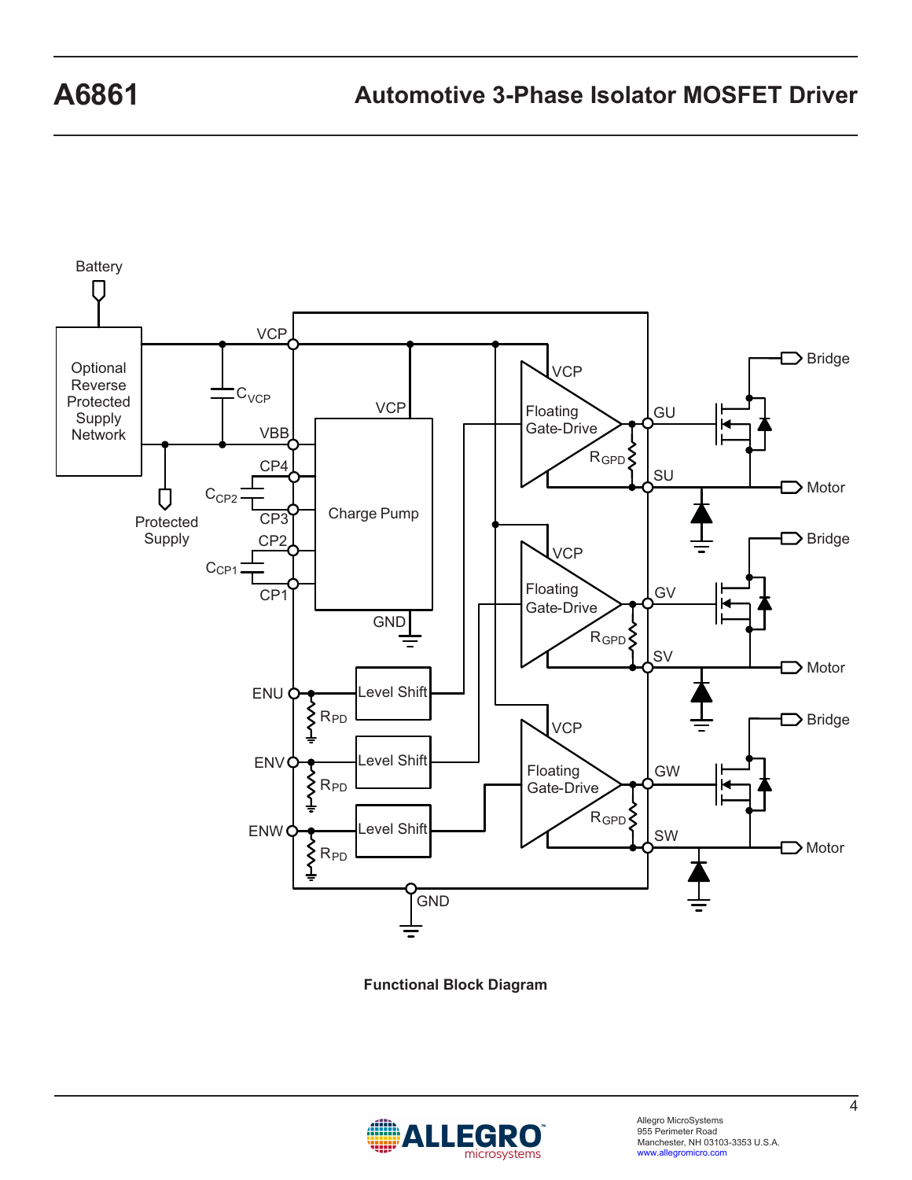Functional Block Diagram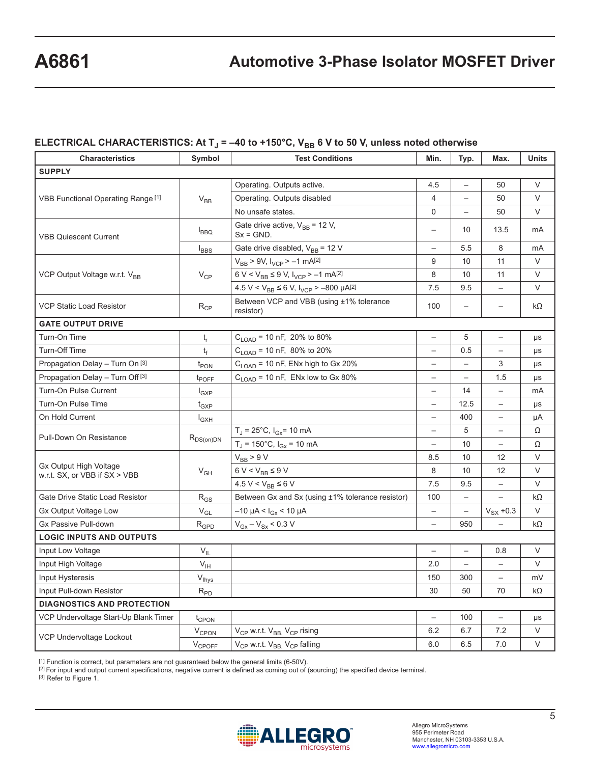## ELECTRICAL CHARACTERISTICS: At $T_J$ = –40 to +150°C, $V_{BB}$ 6 V to 50 V, unless noted otherwise

| Characteristics | Symbol | Test Conditions | Min. | Typ. | Max. | Units |
|---|---|---|---|---|---|---|
| **SUPPLY** | | | | | | |
| VBB Functional Operating Range [1] | $V_{BB}$ | Operating. Outputs active. | 4.5 | – | 50 | V |
| | | Operating. Outputs disabled | 4 | – | 50 | V |
| | | No unsafe states. | 0 | – | 50 | V |
| VBB Quiescent Current | $I_{BBQ}$ | Gate drive active, $V_{BB}$ = 12 V, Sx = GND. | – | 10 | 13.5 | mA |
| | $I_{BBS}$ | Gate drive disabled, $V_{BB}$ = 12 V | – | 5.5 | 8 | mA |
| VCP Output Voltage w.r.t. $V_{BB}$ | $V_{CP}$ | $V_{BB}$ > 9V, $I_{VCP}$ > –1 mA[2] | 9 | 10 | 11 | V |
| | | 6 V < $V_{BB}$ ≤ 9 V, $I_{VCP}$ > –1 mA[2] | 8 | 10 | 11 | V |
| | | 4.5 V < $V_{BB}$ ≤ 6 V, $I_{VCP}$ > –800 µA[2] | 7.5 | 9.5 | – | V |
| VCP Static Load Resistor | $R_{CP}$ | Between VCP and VBB (using ±1% tolerance resistor) | 100 | – | – | kΩ |
| **GATE OUTPUT DRIVE** | | | | | | |
| Turn-On Time | $t_r$ | $C_{LOAD}$ = 10 nF, 20% to 80% | – | 5 | – | µs |
| Turn-Off Time | $t_f$ | $C_{LOAD}$ = 10 nF, 80% to 20% | – | 0.5 | – | µs |
| Propagation Delay – Turn On [3] | $t_{PON}$ | $C_{LOAD}$ = 10 nF, ENx high to Gx 20% | – | – | 3 | µs |
| Propagation Delay – Turn Off [3] | $t_{POFF}$ | $C_{LOAD}$ = 10 nF, ENx low to Gx 80% | – | – | 1.5 | µs |
| Turn-On Pulse Current | $I_{GXP}$ | | – | 14 | – | mA |
| Turn-On Pulse Time | $t_{GXP}$ | | – | 12.5 | – | µs |
| On Hold Current | $I_{GXH}$ | | – | 400 | – | µA |
| Pull-Down On Resistance | $R_{DS(on)DN}$ | $T_J$ = 25°C, $I_{Gx}$= 10 mA | – | 5 | – | Ω |
| | | $T_J$ = 150°C, $I_{Gx}$ = 10 mA | – | 10 | – | Ω |
| Gx Output High Voltage w.r.t. SX, or VBB if SX > VBB | $V_{GH}$ | $V_{BB}$ > 9 V | 8.5 | 10 | 12 | V |
| | | 6 V < $V_{BB}$ ≤ 9 V | 8 | 10 | 12 | V |
| | | 4.5 V < $V_{BB}$ ≤ 6 V | 7.5 | 9.5 | – | V |
| Gate Drive Static Load Resistor | $R_{GS}$ | Between Gx and Sx (using ±1% tolerance resistor) | 100 | – | – | kΩ |
| Gx Output Voltage Low | $V_{GL}$ | –10 µA < $I_{Gx}$ < 10 µA | – | – | $V_{SX}$ +0.3 | V |
| Gx Passive Pull-down | $R_{GPD}$ | $V_{Gx}$ – $V_{Sx}$ < 0.3 V | – | 950 | – | kΩ |
| **LOGIC INPUTS AND OUTPUTS** | | | | | | |
| Input Low Voltage | $V_{IL}$ | | – | – | 0.8 | V |
| Input High Voltage | $V_{IH}$ | | 2.0 | – | – | V |
| Input Hysteresis | $V_{Ihys}$ | | 150 | 300 | – | mV |
| Input Pull-down Resistor | $R_{PD}$ | | 30 | 50 | 70 | kΩ |
| **DIAGNOSTICS AND PROTECTION** | | | | | | |
| VCP Undervoltage Start-Up Blank Timer | $t_{CPON}$ | | – | 100 | – | µs |
| VCP Undervoltage Lockout | $V_{CPON}$ | $V_{CP}$ w.r.t. $V_{BB.}$ $V_{CP}$ rising | 6.2 | 6.7 | 7.2 | V |
| | $V_{CPOFF}$ | $V_{CP}$ w.r.t. $V_{BB.}$ $V_{CP}$ falling | 6.0 | 6.5 | 7.0 | V |

[1] Function is correct, but parameters are not guaranteed below the general limits (6-50V).
[2] For input and output current specifications, negative current is defined as coming out of (sourcing) the specified device terminal.
[3] Refer to Figure 1.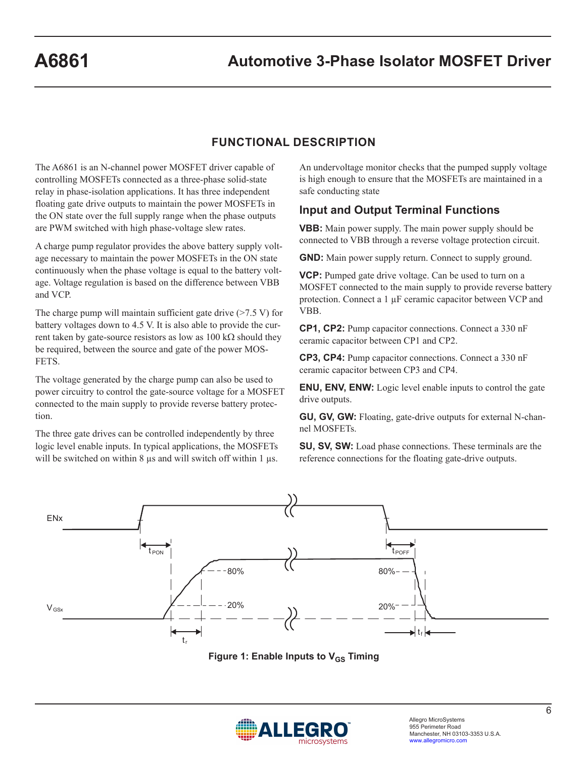## FUNCTIONAL DESCRIPTION

The A6861 is an N-channel power MOSFET driver capable of controlling MOSFETs connected as a three-phase solid-state relay in phase-isolation applications. It has three independent floating gate drive outputs to maintain the power MOSFETs in the ON state over the full supply range when the phase outputs are PWM switched with high phase-voltage slew rates.

A charge pump regulator provides the above battery supply voltage necessary to maintain the power MOSFETs in the ON state continuously when the phase voltage is equal to the battery voltage. Voltage regulation is based on the difference between VBB and VCP.

The charge pump will maintain sufficient gate drive (>7.5 V) for battery voltages down to 4.5 V. It is also able to provide the current taken by gate-source resistors as low as 100 kΩ should they be required, between the source and gate of the power MOSFETS.

The voltage generated by the charge pump can also be used to power circuitry to control the gate-source voltage for a MOSFET connected to the main supply to provide reverse battery protection.

The three gate drives can be controlled independently by three logic level enable inputs. In typical applications, the MOSFETs will be switched on within 8 µs and will switch off within 1 µs.

An undervoltage monitor checks that the pumped supply voltage is high enough to ensure that the MOSFETs are maintained in a safe conducting state

### Input and Output Terminal Functions

**VBB:** Main power supply. The main power supply should be connected to VBB through a reverse voltage protection circuit.

**GND:** Main power supply return. Connect to supply ground.

**VCP:** Pumped gate drive voltage. Can be used to turn on a MOSFET connected to the main supply to provide reverse battery protection. Connect a 1 µF ceramic capacitor between VCP and VBB.

**CP1, CP2:** Pump capacitor connections. Connect a 330 nF ceramic capacitor between CP1 and CP2.

**CP3, CP4:** Pump capacitor connections. Connect a 330 nF ceramic capacitor between CP3 and CP4.

**ENU, ENV, ENW:** Logic level enable inputs to control the gate drive outputs.

**GU, GV, GW:** Floating, gate-drive outputs for external N-channel MOSFETs.

**SU, SV, SW:** Load phase connections. These terminals are the reference connections for the floating gate-drive outputs.

ENx

$t_{PON}$

$t_{POFF}$

80%

20%

$V_{GSx}$

$t_r$

$t_f$

**Figure 1: Enable Inputs to $V_{GS}$ Timing**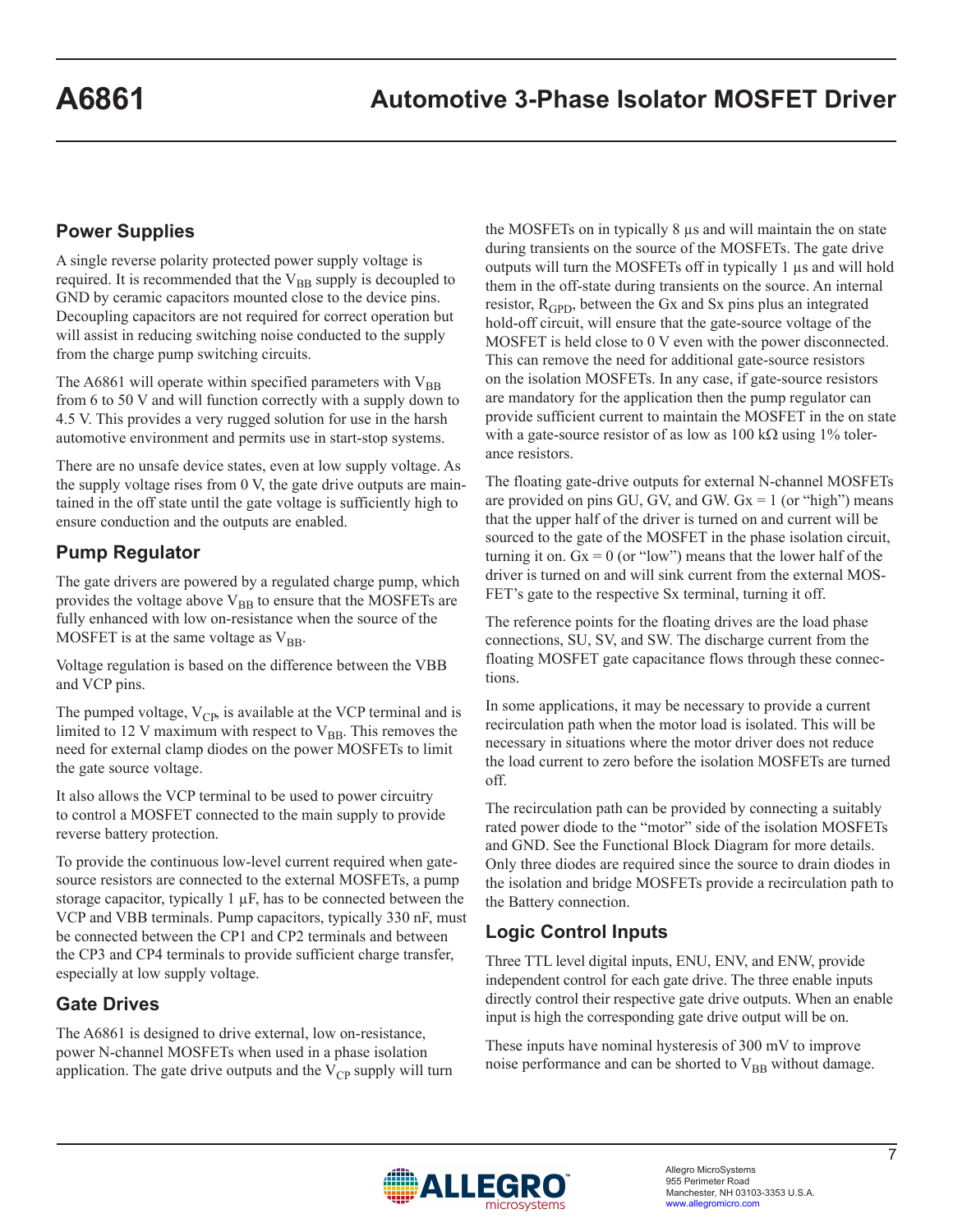## Power Supplies

A single reverse polarity protected power supply voltage is required. It is recommended that the $V_{BB}$ supply is decoupled to GND by ceramic capacitors mounted close to the device pins. Decoupling capacitors are not required for correct operation but will assist in reducing switching noise conducted to the supply from the charge pump switching circuits.

The A6861 will operate within specified parameters with $V_{BB}$ from 6 to 50 V and will function correctly with a supply down to 4.5 V. This provides a very rugged solution for use in the harsh automotive environment and permits use in start-stop systems.

There are no unsafe device states, even at low supply voltage. As the supply voltage rises from 0 V, the gate drive outputs are maintained in the off state until the gate voltage is sufficiently high to ensure conduction and the outputs are enabled.

## Pump Regulator

The gate drivers are powered by a regulated charge pump, which provides the voltage above $V_{BB}$ to ensure that the MOSFETs are fully enhanced with low on-resistance when the source of the MOSFET is at the same voltage as $V_{BB}$.

Voltage regulation is based on the difference between the VBB and VCP pins.

The pumped voltage, $V_{CP}$, is available at the VCP terminal and is limited to 12 V maximum with respect to $V_{BB}$. This removes the need for external clamp diodes on the power MOSFETs to limit the gate source voltage.

It also allows the VCP terminal to be used to power circuitry to control a MOSFET connected to the main supply to provide reverse battery protection.

To provide the continuous low-level current required when gate-source resistors are connected to the external MOSFETs, a pump storage capacitor, typically 1 µF, has to be connected between the VCP and VBB terminals. Pump capacitors, typically 330 nF, must be connected between the CP1 and CP2 terminals and between the CP3 and CP4 terminals to provide sufficient charge transfer, especially at low supply voltage.

## Gate Drives

The A6861 is designed to drive external, low on-resistance, power N-channel MOSFETs when used in a phase isolation application. The gate drive outputs and the $V_{CP}$ supply will turn the MOSFETs on in typically 8 µs and will maintain the on state during transients on the source of the MOSFETs. The gate drive outputs will turn the MOSFETs off in typically 1 µs and will hold them in the off-state during transients on the source. An internal resistor, $R_{GPD}$, between the Gx and Sx pins plus an integrated hold-off circuit, will ensure that the gate-source voltage of the MOSFET is held close to 0 V even with the power disconnected. This can remove the need for additional gate-source resistors on the isolation MOSFETs. In any case, if gate-source resistors are mandatory for the application then the pump regulator can provide sufficient current to maintain the MOSFET in the on state with a gate-source resistor of as low as 100 kΩ using 1% tolerance resistors.

The floating gate-drive outputs for external N-channel MOSFETs are provided on pins GU, GV, and GW. Gx = 1 (or "high") means that the upper half of the driver is turned on and current will be sourced to the gate of the MOSFET in the phase isolation circuit, turning it on. Gx = 0 (or "low") means that the lower half of the driver is turned on and will sink current from the external MOSFET's gate to the respective Sx terminal, turning it off.

The reference points for the floating drives are the load phase connections, SU, SV, and SW. The discharge current from the floating MOSFET gate capacitance flows through these connections.

In some applications, it may be necessary to provide a current recirculation path when the motor load is isolated. This will be necessary in situations where the motor driver does not reduce the load current to zero before the isolation MOSFETs are turned off.

The recirculation path can be provided by connecting a suitably rated power diode to the "motor" side of the isolation MOSFETs and GND. See the Functional Block Diagram for more details. Only three diodes are required since the source to drain diodes in the isolation and bridge MOSFETs provide a recirculation path to the Battery connection.

## Logic Control Inputs

Three TTL level digital inputs, ENU, ENV, and ENW, provide independent control for each gate drive. The three enable inputs directly control their respective gate drive outputs. When an enable input is high the corresponding gate drive output will be on.

These inputs have nominal hysteresis of 300 mV to improve noise performance and can be shorted to $V_{BB}$ without damage.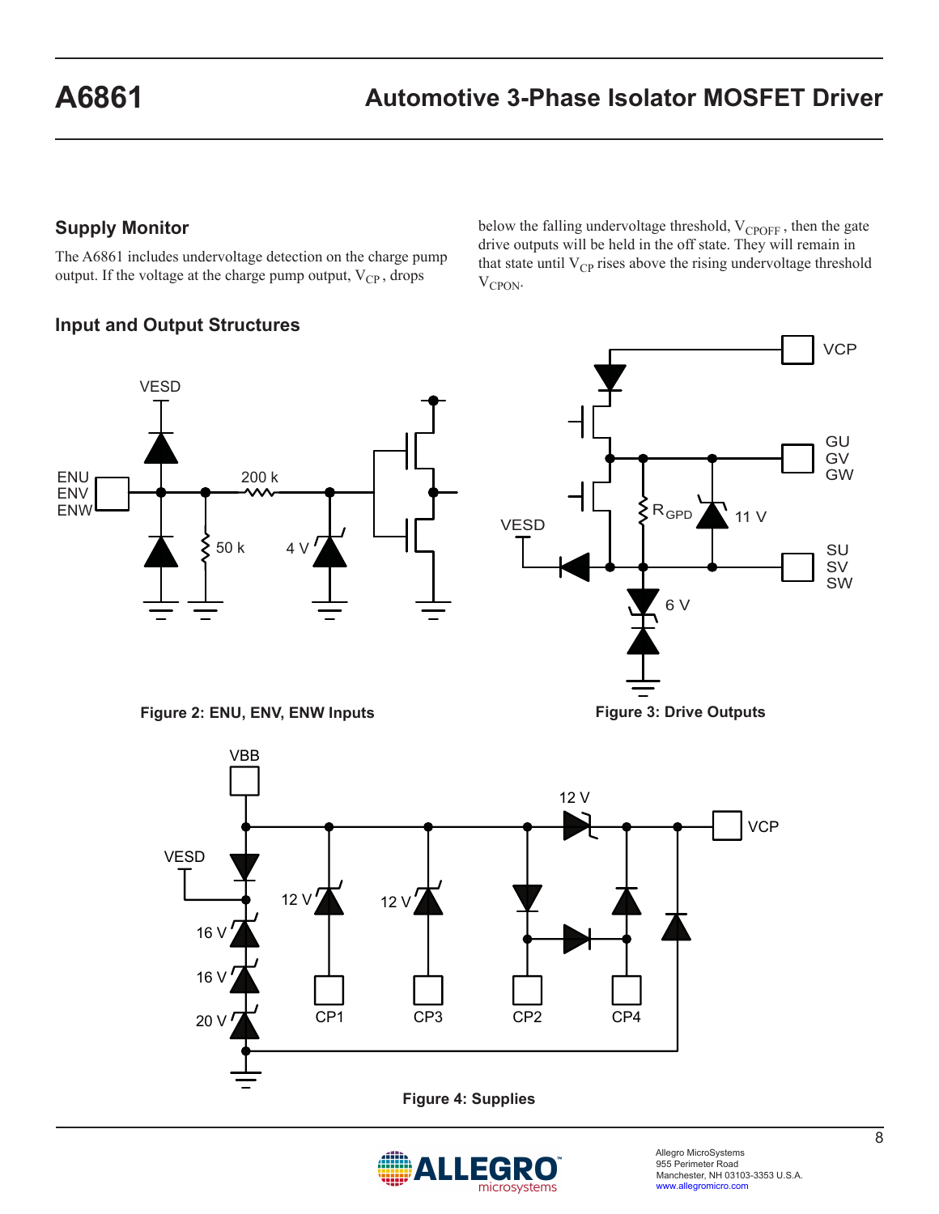## Supply Monitor

The A6861 includes undervoltage detection on the charge pump output. If the voltage at the charge pump output, $V_{CP}$, drops below the falling undervoltage threshold, $V_{CPOFF}$, then the gate drive outputs will be held in the off state. They will remain in that state until $V_{CP}$ rises above the rising undervoltage threshold $V_{CPON}$.

## Input and Output Structures

VESD
ENU
ENV
ENW
200 k
50 k
4 V

Figure 2: ENU, ENV, ENW Inputs

VCP
GU
GV
GW
VESD
$R_{GPD}$
11 V
SU
SV
SW
6 V

Figure 3: Drive Outputs

VBB
12 V
VCP
VESD
12 V
12 V
16 V
16 V
20 V
CP1
CP3
CP2
CP4

Figure 4: Supplies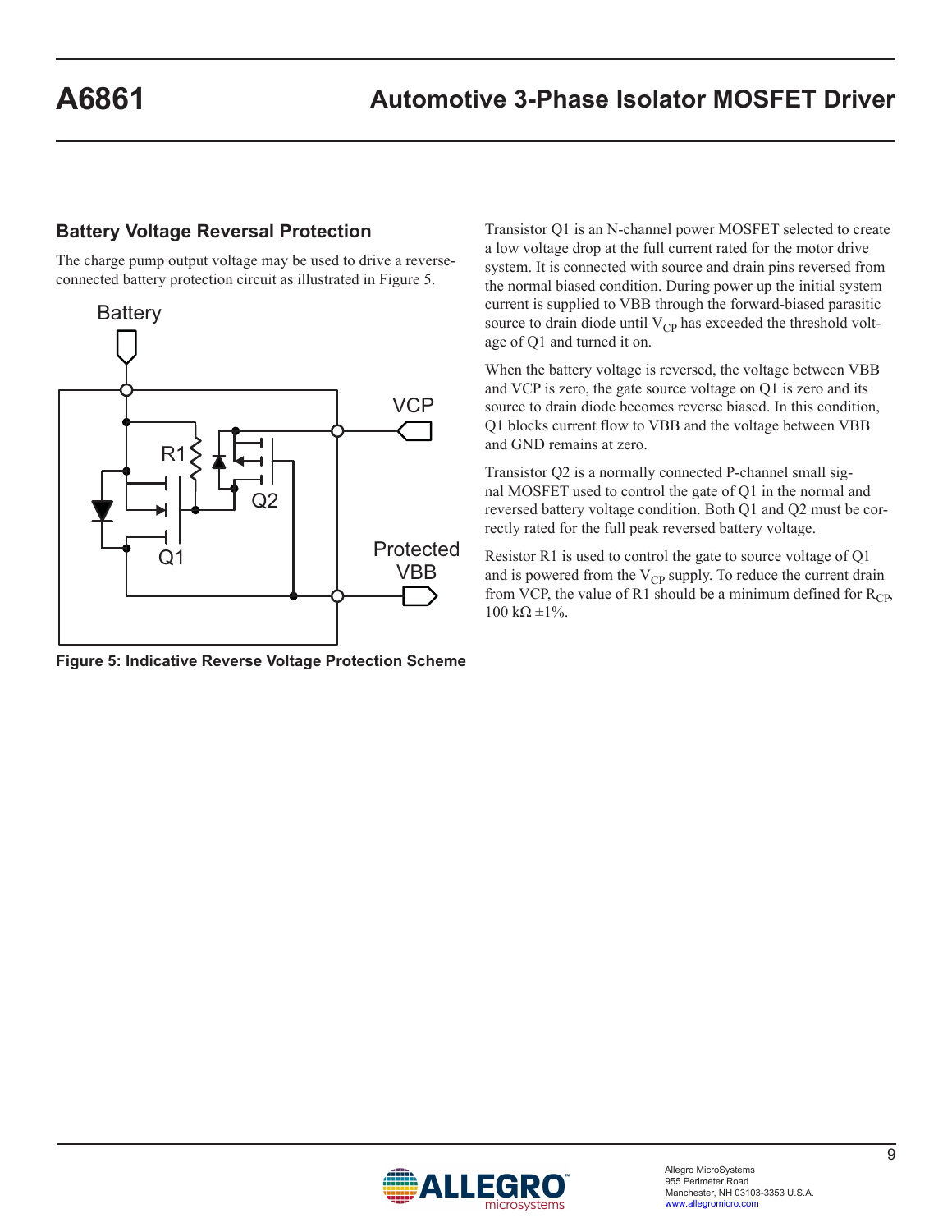## Battery Voltage Reversal Protection

The charge pump output voltage may be used to drive a reverse-connected battery protection circuit as illustrated in Figure 5.

Battery

R1

Q2

Q1

VCP

Protected VBB

**Figure 5: Indicative Reverse Voltage Protection Scheme**

Transistor Q1 is an N-channel power MOSFET selected to create a low voltage drop at the full current rated for the motor drive system. It is connected with source and drain pins reversed from the normal biased condition. During power up the initial system current is supplied to VBB through the forward-biased parasitic source to drain diode until $V_{CP}$ has exceeded the threshold voltage of Q1 and turned it on.

When the battery voltage is reversed, the voltage between VBB and VCP is zero, the gate source voltage on Q1 is zero and its source to drain diode becomes reverse biased. In this condition, Q1 blocks current flow to VBB and the voltage between VBB and GND remains at zero.

Transistor Q2 is a normally connected P-channel small signal MOSFET used to control the gate of Q1 in the normal and reversed battery voltage condition. Both Q1 and Q2 must be correctly rated for the full peak reversed battery voltage.

Resistor R1 is used to control the gate to source voltage of Q1 and is powered from the $V_{CP}$ supply. To reduce the current drain from VCP, the value of R1 should be a minimum defined for $R_{CP}$, 100 kΩ ±1%.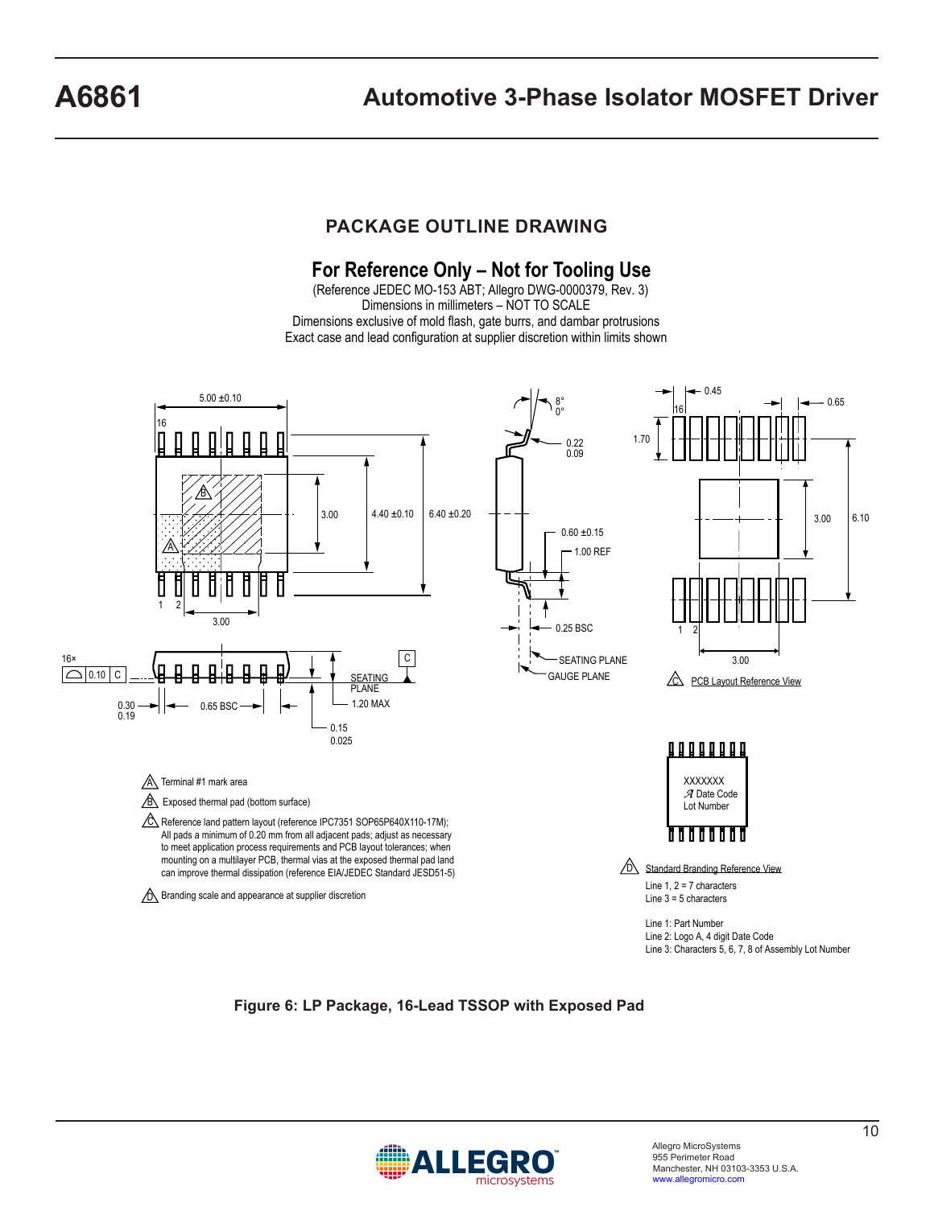## PACKAGE OUTLINE DRAWING

### For Reference Only – Not for Tooling Use

(Reference JEDEC MO-153 ABT; Allegro DWG-0000379, Rev. 3)
Dimensions in millimeters – NOT TO SCALE
Dimensions exclusive of mold flash, gate burrs, and dambar protrusions
Exact case and lead configuration at supplier discretion within limits shown

5.00 ±0.10
16
1 2
3.00
4.40 ±0.10
6.40 ±0.20
3.00
A
B

8°
0°
0.22
0.09
0.60 ±0.15
1.00 REF
0.25 BSC
SEATING PLANE
GAUGE PLANE

0.45
0.65
16
1.70
3.00
6.10
1 2
3.00
C PCB Layout Reference View

16×
0.10 C
C
SEATING PLANE
1.20 MAX
0.30
0.19
0.65 BSC
0.15
0.025

A Terminal #1 mark area

B Exposed thermal pad (bottom surface)

C Reference land pattern layout (reference IPC7351 SOP65P640X110-17M); All pads a minimum of 0.20 mm from all adjacent pads; adjust as necessary to meet application process requirements and PCB layout tolerances; when mounting on a multilayer PCB, thermal vias at the exposed thermal pad land can improve thermal dissipation (reference EIA/JEDEC Standard JESD51-5)

D Branding scale and appearance at supplier discretion

XXXXXXX
Date Code
Lot Number

D Standard Branding Reference View

Line 1, 2 = 7 characters
Line 3 = 5 characters

Line 1: Part Number
Line 2: Logo A, 4 digit Date Code
Line 3: Characters 5, 6, 7, 8 of Assembly Lot Number

**Figure 6: LP Package, 16-Lead TSSOP with Exposed Pad**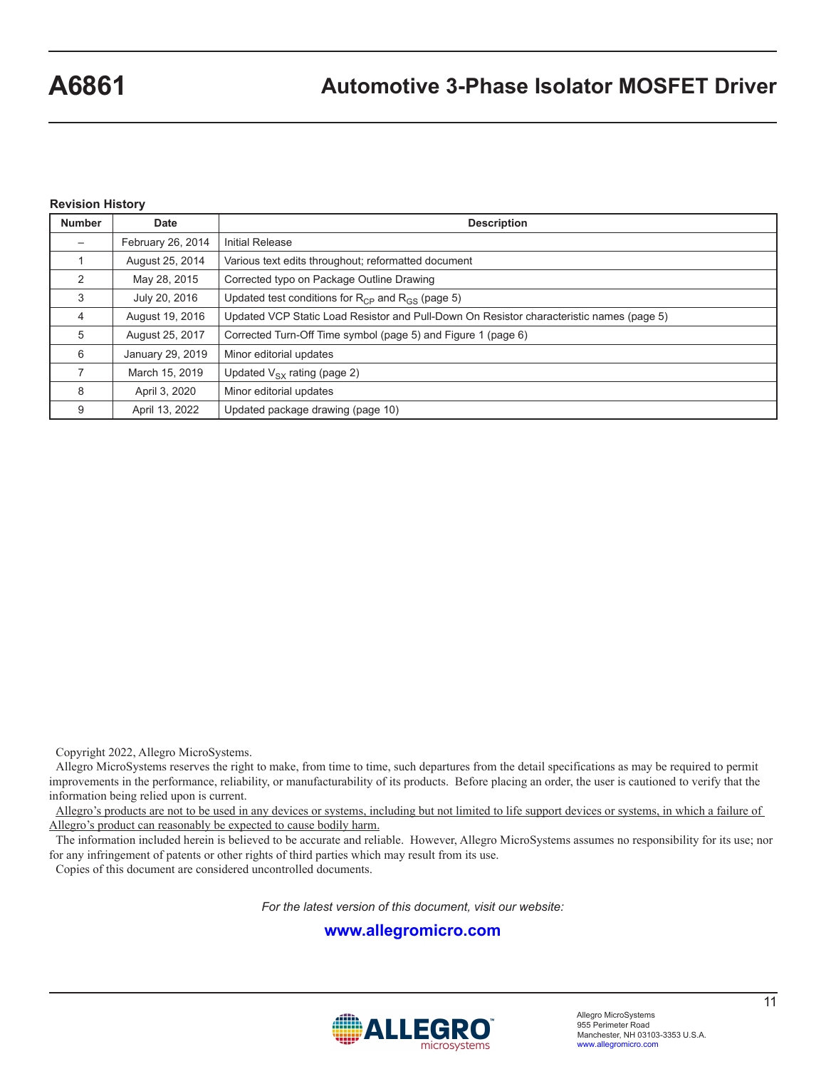**Revision History**

| Number | Date | Description |
|---|---|---|
| – | February 26, 2014 | Initial Release |
| 1 | August 25, 2014 | Various text edits throughout; reformatted document |
| 2 | May 28, 2015 | Corrected typo on Package Outline Drawing |
| 3 | July 20, 2016 | Updated test conditions for $R_{CP}$ and $R_{GS}$ (page 5) |
| 4 | August 19, 2016 | Updated VCP Static Load Resistor and Pull-Down On Resistor characteristic names (page 5) |
| 5 | August 25, 2017 | Corrected Turn-Off Time symbol (page 5) and Figure 1 (page 6) |
| 6 | January 29, 2019 | Minor editorial updates |
| 7 | March 15, 2019 | Updated $V_{SX}$ rating (page 2) |
| 8 | April 3, 2020 | Minor editorial updates |
| 9 | April 13, 2022 | Updated package drawing (page 10) |

Copyright 2022, Allegro MicroSystems.

Allegro MicroSystems reserves the right to make, from time to time, such departures from the detail specifications as may be required to permit improvements in the performance, reliability, or manufacturability of its products. Before placing an order, the user is cautioned to verify that the information being relied upon is current.

Allegro's products are not to be used in any devices or systems, including but not limited to life support devices or systems, in which a failure of Allegro's product can reasonably be expected to cause bodily harm.

The information included herein is believed to be accurate and reliable. However, Allegro MicroSystems assumes no responsibility for its use; nor for any infringement of patents or other rights of third parties which may result from its use.

Copies of this document are considered uncontrolled documents.

*For the latest version of this document, visit our website:*

**www.allegromicro.com**

Allegro MicroSystems
955 Perimeter Road
Manchester, NH 03103-3353 U.S.A.
www.allegromicro.com